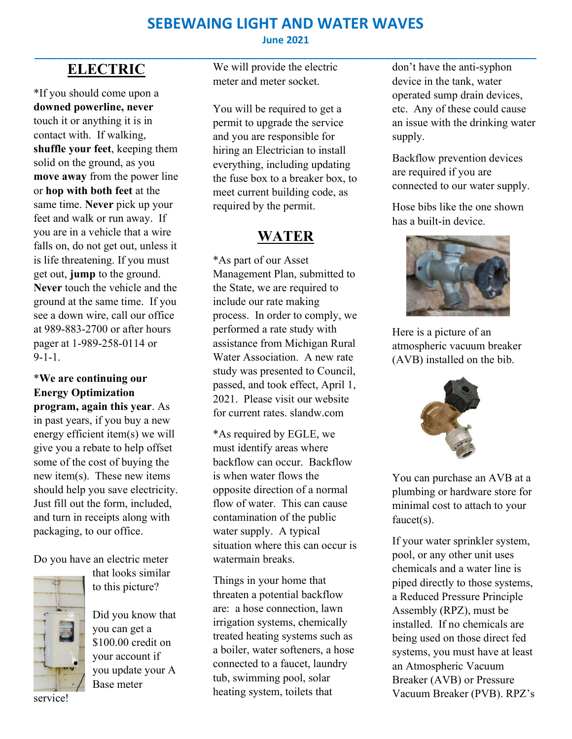# SEBEWAING LIGHT AND WATER WAVES

**June 2021**

## ELECTRIC

*If you should come upon a **downed powerline, never** touch it or anything it is in contact with. If walking, **shuffle your feet**, keeping them solid on the ground, as you **move away** from the power line or **hop with both feet** at the same time. **Never** pick up your feet and walk or run away. If you are in a vehicle that a wire falls on, do not get out, unless it is life threatening. If you must get out, **jump** to the ground. **Never** touch the vehicle and the ground at the same time. If you see a down wire, call our office at 989-883-2700 or after hours pager at 1-989-258-0114 or 9-1-1.

*__We are continuing our Energy Optimization program, again this year__. As in past years, if you buy a new energy efficient item(s) we will give you a rebate to help offset some of the cost of buying the new item(s). These new items should help you save electricity. Just fill out the form, included, and turn in receipts along with packaging, to our office.

Do you have an electric meter that looks similar to this picture?

Did you know that you can get a $100.00 credit on your account if you update your A Base meter service!

We will provide the electric meter and meter socket.

You will be required to get a permit to upgrade the service and you are responsible for hiring an Electrician to install everything, including updating the fuse box to a breaker box, to meet current building code, as required by the permit.

## WATER

*As part of our Asset Management Plan, submitted to the State, we are required to include our rate making process. In order to comply, we performed a rate study with assistance from Michigan Rural Water Association. A new rate study was presented to Council, passed, and took effect, April 1, 2021. Please visit our website for current rates. slandw.com

*As required by EGLE, we must identify areas where backflow can occur. Backflow is when water flows the opposite direction of a normal flow of water. This can cause contamination of the public water supply. A typical situation where this can occur is watermain breaks.

Things in your home that threaten a potential backflow are: a hose connection, lawn irrigation systems, chemically treated heating systems such as a boiler, water softeners, a hose connected to a faucet, laundry tub, swimming pool, solar heating system, toilets that don't have the anti-syphon device in the tank, water operated sump drain devices, etc. Any of these could cause an issue with the drinking water supply.

Backflow prevention devices are required if you are connected to our water supply.

Hose bibs like the one shown has a built-in device.

Here is a picture of an atmospheric vacuum breaker (AVB) installed on the bib.

You can purchase an AVB at a plumbing or hardware store for minimal cost to attach to your faucet(s).

If your water sprinkler system, pool, or any other unit uses chemicals and a water line is piped directly to those systems, a Reduced Pressure Principle Assembly (RPZ), must be installed. If no chemicals are being used on those direct fed systems, you must have at least an Atmospheric Vacuum Breaker (AVB) or Pressure Vacuum Breaker (PVB). RPZ's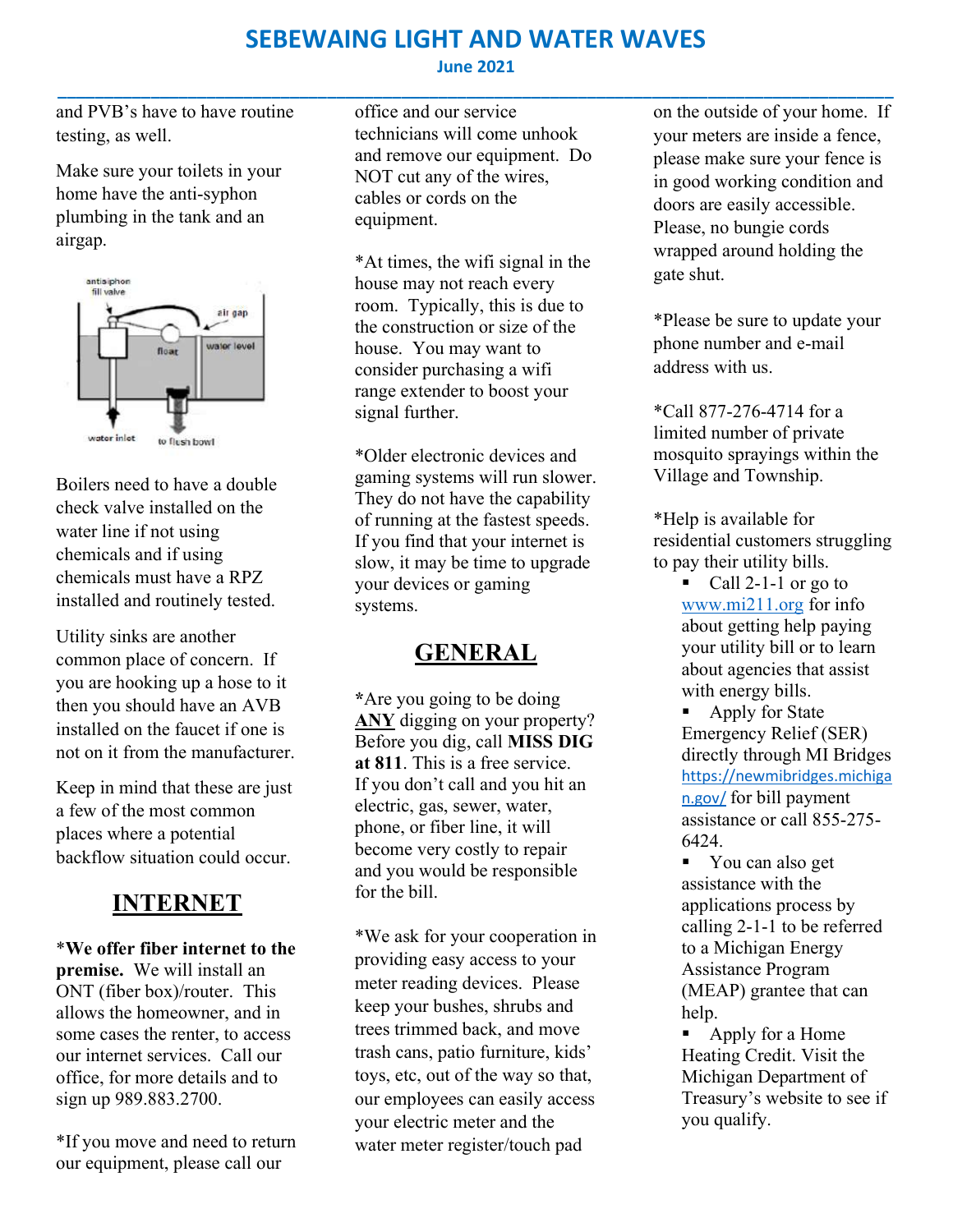# SEBEWAING LIGHT AND WATER WAVES

**June 2021**

and PVB's have to have routine testing, as well.

Make sure your toilets in your home have the anti-syphon plumbing in the tank and an airgap.

antisiphon fill valve
air gap
float
water level
water inlet
to flush bowl

Boilers need to have a double check valve installed on the water line if not using chemicals and if using chemicals must have a RPZ installed and routinely tested.

Utility sinks are another common place of concern. If you are hooking up a hose to it then you should have an AVB installed on the faucet if one is not on it from the manufacturer.

Keep in mind that these are just a few of the most common places where a potential backflow situation could occur.

## INTERNET

***We offer fiber internet to the premise.*** We will install an ONT (fiber box)/router. This allows the homeowner, and in some cases the renter, to access our internet services. Call our office, for more details and to sign up 989.883.2700.

*If you move and need to return our equipment, please call our office and our service technicians will come unhook and remove our equipment. Do NOT cut any of the wires, cables or cords on the equipment.

*At times, the wifi signal in the house may not reach every room. Typically, this is due to the construction or size of the house. You may want to consider purchasing a wifi range extender to boost your signal further.

*Older electronic devices and gaming systems will run slower. They do not have the capability of running at the fastest speeds. If you find that your internet is slow, it may be time to upgrade your devices or gaming systems.

## GENERAL

*Are you going to be doing **ANY** digging on your property? Before you dig, call **MISS DIG at 811**. This is a free service. If you don't call and you hit an electric, gas, sewer, water, phone, or fiber line, it will become very costly to repair and you would be responsible for the bill.

*We ask for your cooperation in providing easy access to your meter reading devices. Please keep your bushes, shrubs and trees trimmed back, and move trash cans, patio furniture, kids' toys, etc, out of the way so that, our employees can easily access your electric meter and the water meter register/touch pad on the outside of your home. If your meters are inside a fence, please make sure your fence is in good working condition and doors are easily accessible. Please, no bungie cords wrapped around holding the gate shut.

*Please be sure to update your phone number and e-mail address with us.

*Call 877-276-4714 for a limited number of private mosquito sprayings within the Village and Township.

*Help is available for residential customers struggling to pay their utility bills.

- Call 2-1-1 or go to www.mi211.org for info about getting help paying your utility bill or to learn about agencies that assist with energy bills.
- Apply for State Emergency Relief (SER) directly through MI Bridges https://newmibridges.michigan.gov/ for bill payment assistance or call 855-275-6424.
- You can also get assistance with the applications process by calling 2-1-1 to be referred to a Michigan Energy Assistance Program (MEAP) grantee that can help.
- Apply for a Home Heating Credit. Visit the Michigan Department of Treasury's website to see if you qualify.